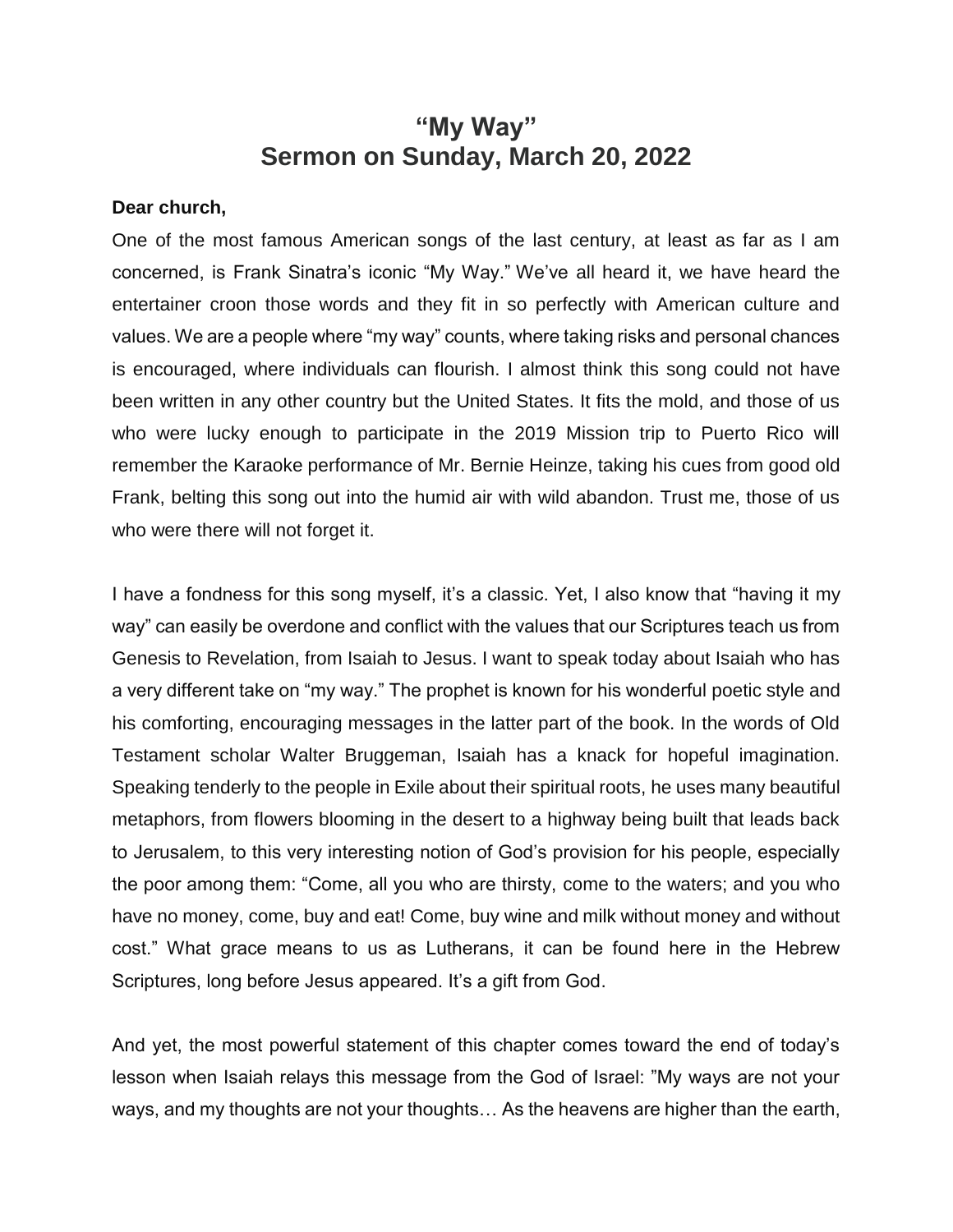# "My Way"
# Sermon on Sunday, March 20, 2022

**Dear church,**

One of the most famous American songs of the last century, at least as far as I am concerned, is Frank Sinatra's iconic "My Way." We've all heard it, we have heard the entertainer croon those words and they fit in so perfectly with American culture and values. We are a people where "my way" counts, where taking risks and personal chances is encouraged, where individuals can flourish. I almost think this song could not have been written in any other country but the United States. It fits the mold, and those of us who were lucky enough to participate in the 2019 Mission trip to Puerto Rico will remember the Karaoke performance of Mr. Bernie Heinze, taking his cues from good old Frank, belting this song out into the humid air with wild abandon. Trust me, those of us who were there will not forget it.

I have a fondness for this song myself, it's a classic. Yet, I also know that "having it my way" can easily be overdone and conflict with the values that our Scriptures teach us from Genesis to Revelation, from Isaiah to Jesus. I want to speak today about Isaiah who has a very different take on "my way." The prophet is known for his wonderful poetic style and his comforting, encouraging messages in the latter part of the book. In the words of Old Testament scholar Walter Bruggeman, Isaiah has a knack for hopeful imagination. Speaking tenderly to the people in Exile about their spiritual roots, he uses many beautiful metaphors, from flowers blooming in the desert to a highway being built that leads back to Jerusalem, to this very interesting notion of God's provision for his people, especially the poor among them: "Come, all you who are thirsty, come to the waters; and you who have no money, come, buy and eat! Come, buy wine and milk without money and without cost." What grace means to us as Lutherans, it can be found here in the Hebrew Scriptures, long before Jesus appeared. It's a gift from God.

And yet, the most powerful statement of this chapter comes toward the end of today's lesson when Isaiah relays this message from the God of Israel: "My ways are not your ways, and my thoughts are not your thoughts… As the heavens are higher than the earth,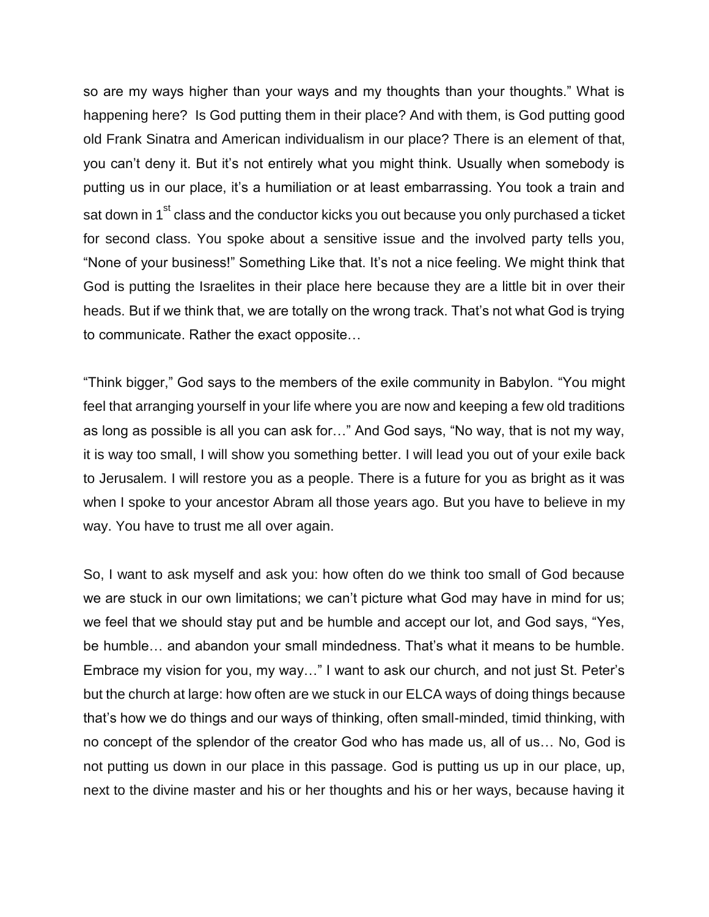so are my ways higher than your ways and my thoughts than your thoughts." What is happening here? Is God putting them in their place? And with them, is God putting good old Frank Sinatra and American individualism in our place? There is an element of that, you can't deny it. But it's not entirely what you might think. Usually when somebody is putting us in our place, it's a humiliation or at least embarrassing. You took a train and sat down in 1st class and the conductor kicks you out because you only purchased a ticket for second class. You spoke about a sensitive issue and the involved party tells you, "None of your business!" Something Like that. It's not a nice feeling. We might think that God is putting the Israelites in their place here because they are a little bit in over their heads. But if we think that, we are totally on the wrong track. That's not what God is trying to communicate. Rather the exact opposite…

"Think bigger," God says to the members of the exile community in Babylon. "You might feel that arranging yourself in your life where you are now and keeping a few old traditions as long as possible is all you can ask for…" And God says, "No way, that is not my way, it is way too small, I will show you something better. I will lead you out of your exile back to Jerusalem. I will restore you as a people. There is a future for you as bright as it was when I spoke to your ancestor Abram all those years ago. But you have to believe in my way. You have to trust me all over again.

So, I want to ask myself and ask you: how often do we think too small of God because we are stuck in our own limitations; we can't picture what God may have in mind for us; we feel that we should stay put and be humble and accept our lot, and God says, "Yes, be humble… and abandon your small mindedness. That's what it means to be humble. Embrace my vision for you, my way…" I want to ask our church, and not just St. Peter's but the church at large: how often are we stuck in our ELCA ways of doing things because that's how we do things and our ways of thinking, often small-minded, timid thinking, with no concept of the splendor of the creator God who has made us, all of us… No, God is not putting us down in our place in this passage. God is putting us up in our place, up, next to the divine master and his or her thoughts and his or her ways, because having it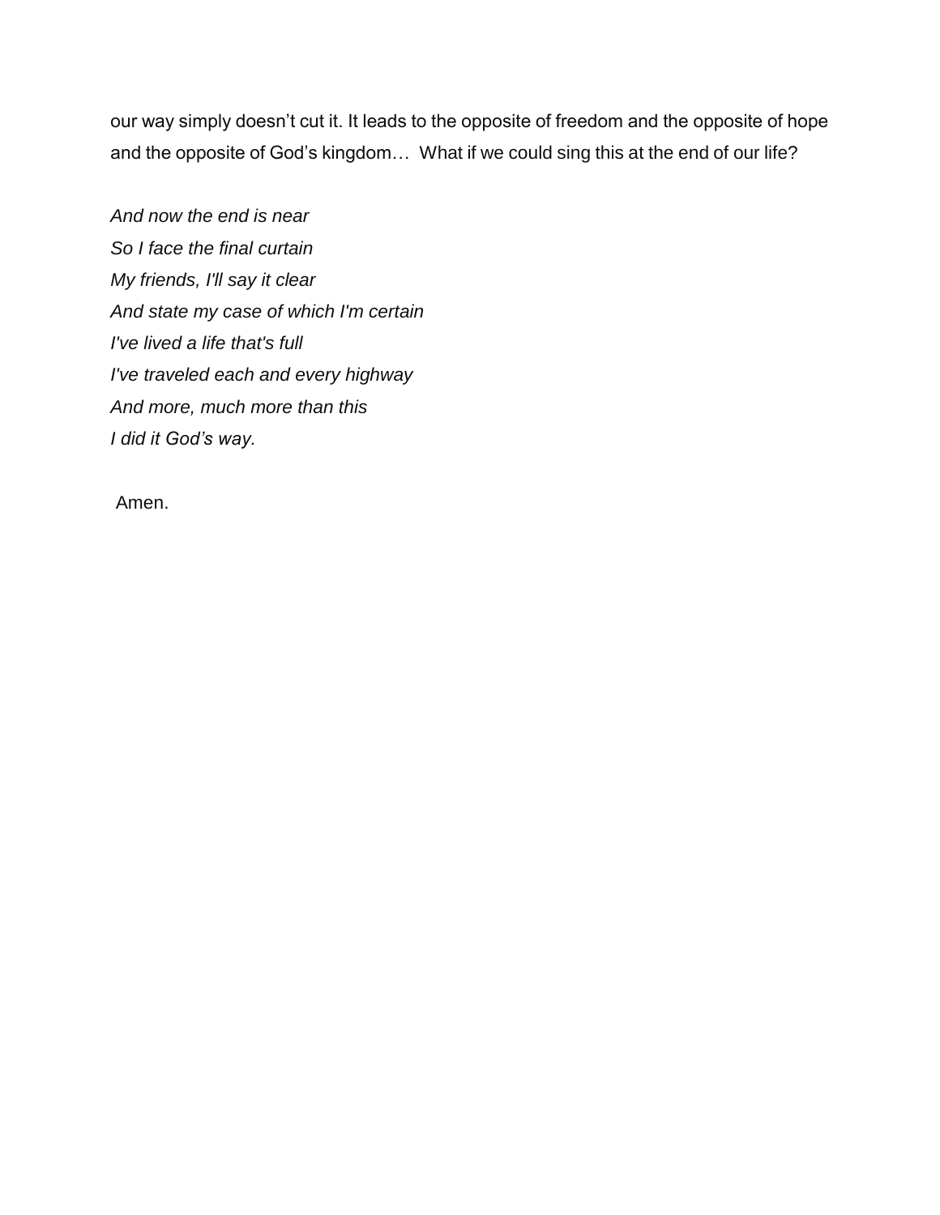our way simply doesn't cut it. It leads to the opposite of freedom and the opposite of hope and the opposite of God's kingdom… What if we could sing this at the end of our life?

*And now the end is near*
*So I face the final curtain*
*My friends, I'll say it clear*
*And state my case of which I'm certain*
*I've lived a life that's full*
*I've traveled each and every highway*
*And more, much more than this*
*I did it God's way.*

Amen.